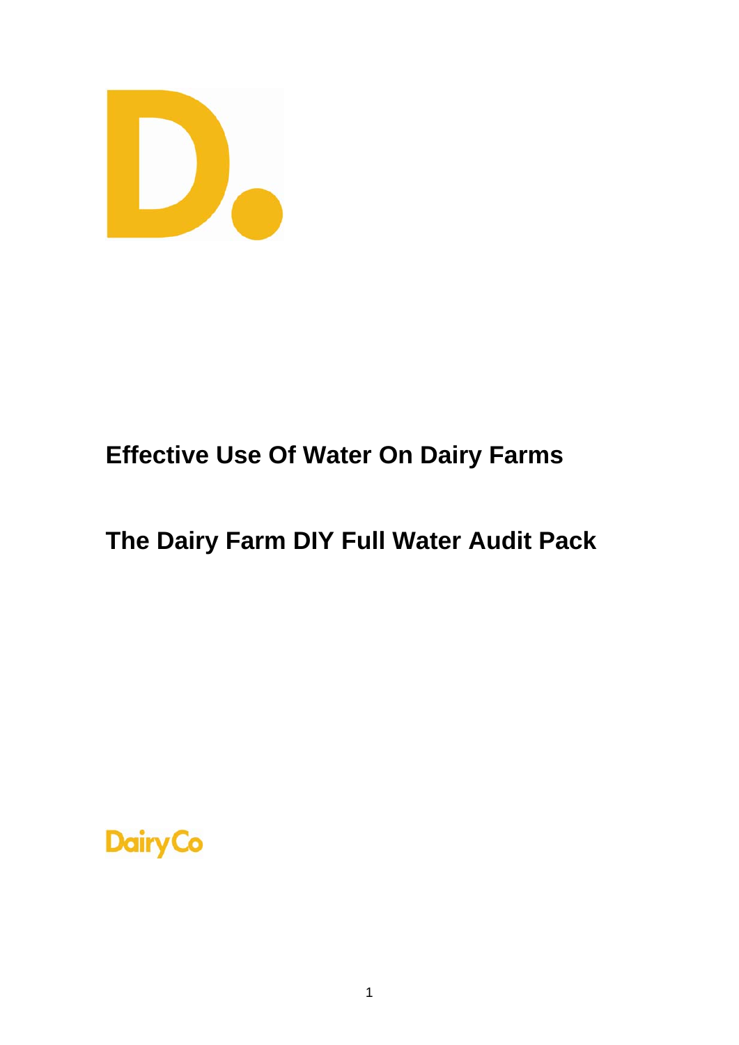# Effective Use Of Water On Dairy Farms

# The Dairy Farm DIY Full Water Audit Pack

DairyCo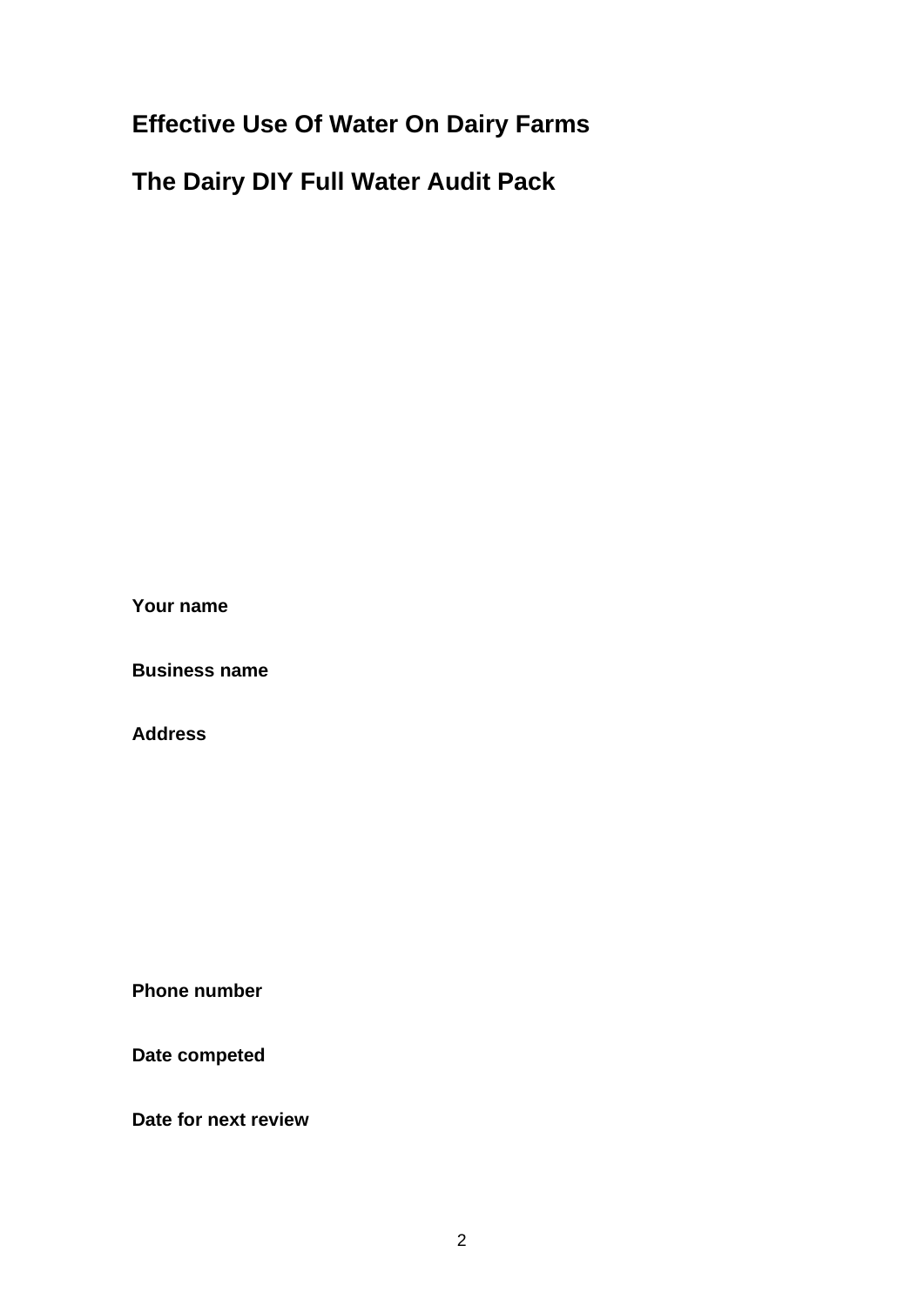# Effective Use Of Water On Dairy Farms

# The Dairy DIY Full Water Audit Pack

**Your name**

**Business name**

**Address**

**Phone number**

**Date competed**

**Date for next review**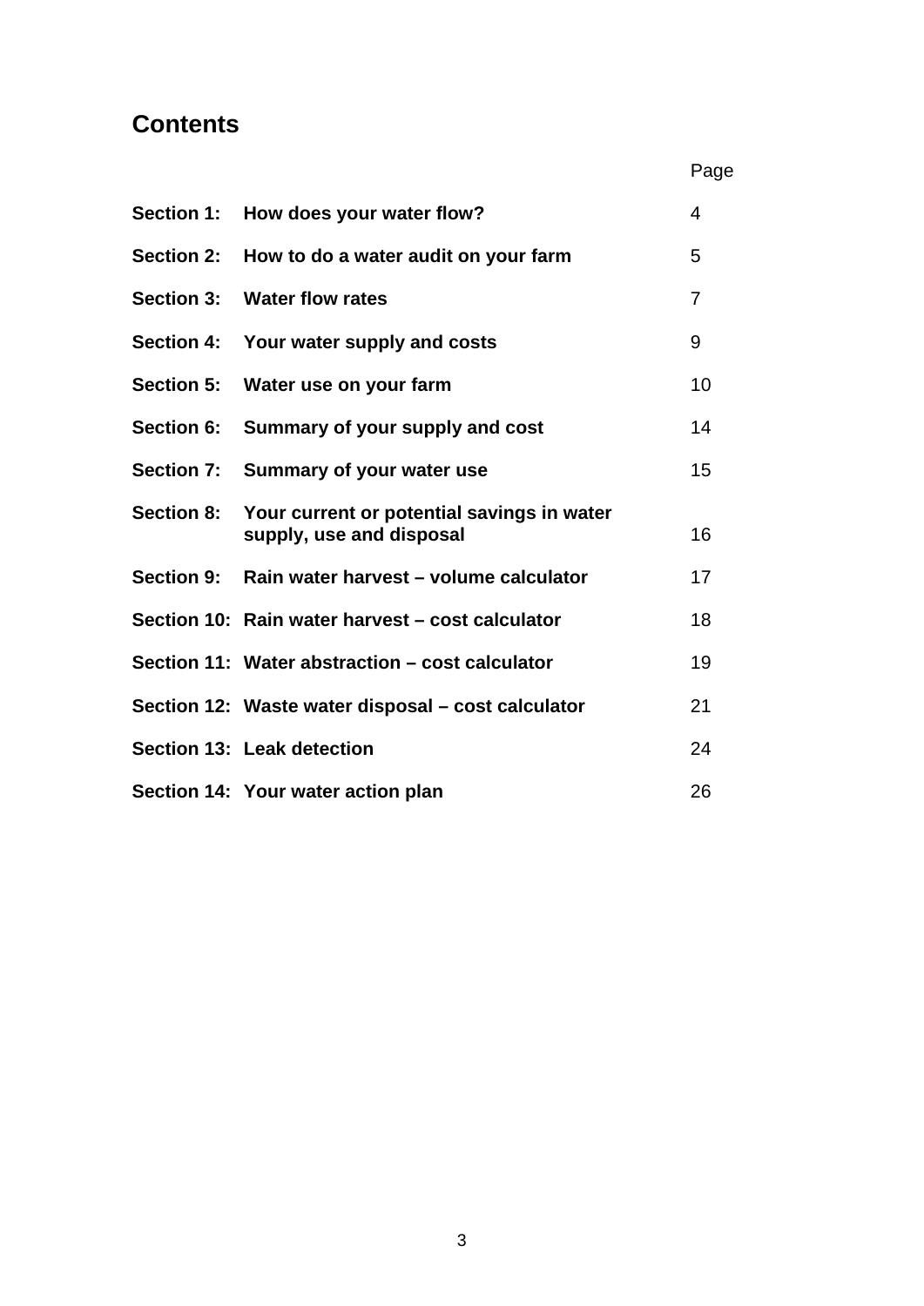# Contents

| | | Page |
|---|---|---|
| **Section 1:** | **How does your water flow?** | 4 |
| **Section 2:** | **How to do a water audit on your farm** | 5 |
| **Section 3:** | **Water flow rates** | 7 |
| **Section 4:** | **Your water supply and costs** | 9 |
| **Section 5:** | **Water use on your farm** | 10 |
| **Section 6:** | **Summary of your supply and cost** | 14 |
| **Section 7:** | **Summary of your water use** | 15 |
| **Section 8:** | **Your current or potential savings in water supply, use and disposal** | 16 |
| **Section 9:** | **Rain water harvest – volume calculator** | 17 |
| **Section 10:** | **Rain water harvest – cost calculator** | 18 |
| **Section 11:** | **Water abstraction – cost calculator** | 19 |
| **Section 12:** | **Waste water disposal – cost calculator** | 21 |
| **Section 13:** | **Leak detection** | 24 |
| **Section 14:** | **Your water action plan** | 26 |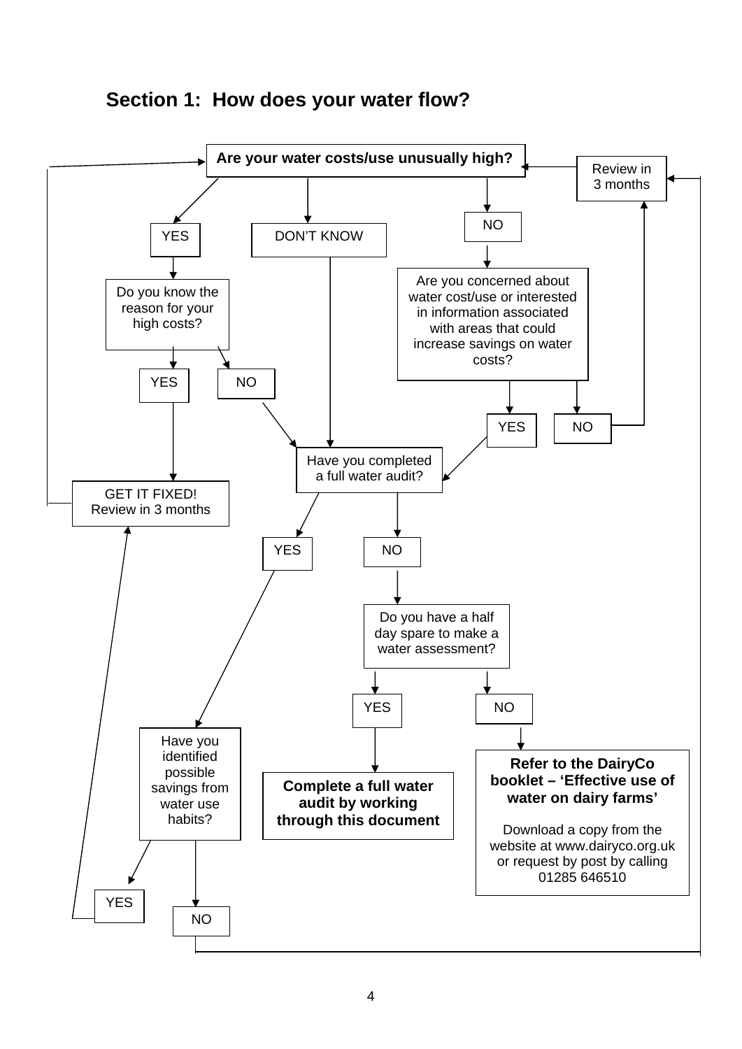## Section 1: How does your water flow?

**Are your water costs/use unusually high?**

- **YES** → Do you know the reason for your high costs?
  - **YES** → GET IT FIXED! Review in 3 months
  - **NO** → Have you completed a full water audit?
- **DON'T KNOW** → Have you completed a full water audit?
- **NO** → Are you concerned about water cost/use or interested in information associated with areas that could increase savings on water costs?
  - **YES** → Have you completed a full water audit?
  - **NO** → Review in 3 months

**Have you completed a full water audit?**

- **YES** → Have you identified possible savings from water use habits?
  - **YES** → GET IT FIXED! Review in 3 months
  - **NO** → Review in 3 months
- **NO** → Do you have a half day spare to make a water assessment?
  - **YES** → **Complete a full water audit by working through this document**
  - **NO** → **Refer to the DairyCo booklet – 'Effective use of water on dairy farms'**

    Download a copy from the website at www.dairyco.org.uk or request by post by calling 01285 646510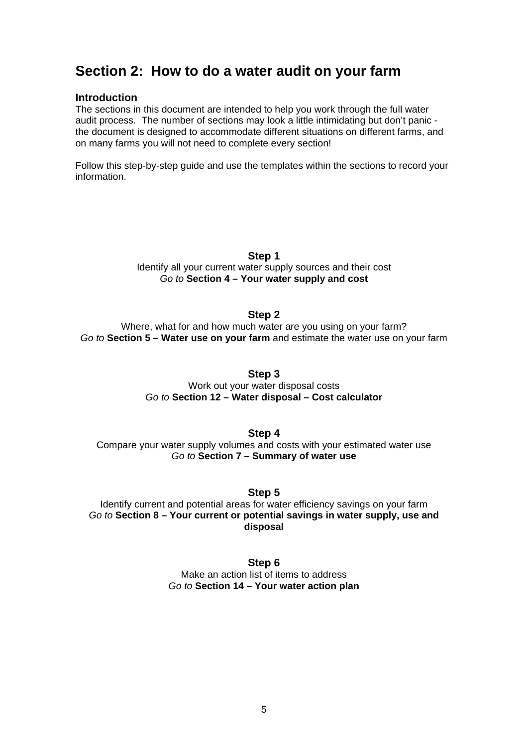# Section 2: How to do a water audit on your farm

### Introduction

The sections in this document are intended to help you work through the full water audit process. The number of sections may look a little intimidating but don't panic - the document is designed to accommodate different situations on different farms, and on many farms you will not need to complete every section!

Follow this step-by-step guide and use the templates within the sections to record your information.

**Step 1**
Identify all your current water supply sources and their cost
*Go to* **Section 4 – Your water supply and cost**

**Step 2**
Where, what for and how much water are you using on your farm?
*Go to* **Section 5 – Water use on your farm** and estimate the water use on your farm

**Step 3**
Work out your water disposal costs
*Go to* **Section 12 – Water disposal – Cost calculator**

**Step 4**
Compare your water supply volumes and costs with your estimated water use
*Go to* **Section 7 – Summary of water use**

**Step 5**
Identify current and potential areas for water efficiency savings on your farm
*Go to* **Section 8 – Your current or potential savings in water supply, use and disposal**

**Step 6**
Make an action list of items to address
*Go to* **Section 14 – Your water action plan**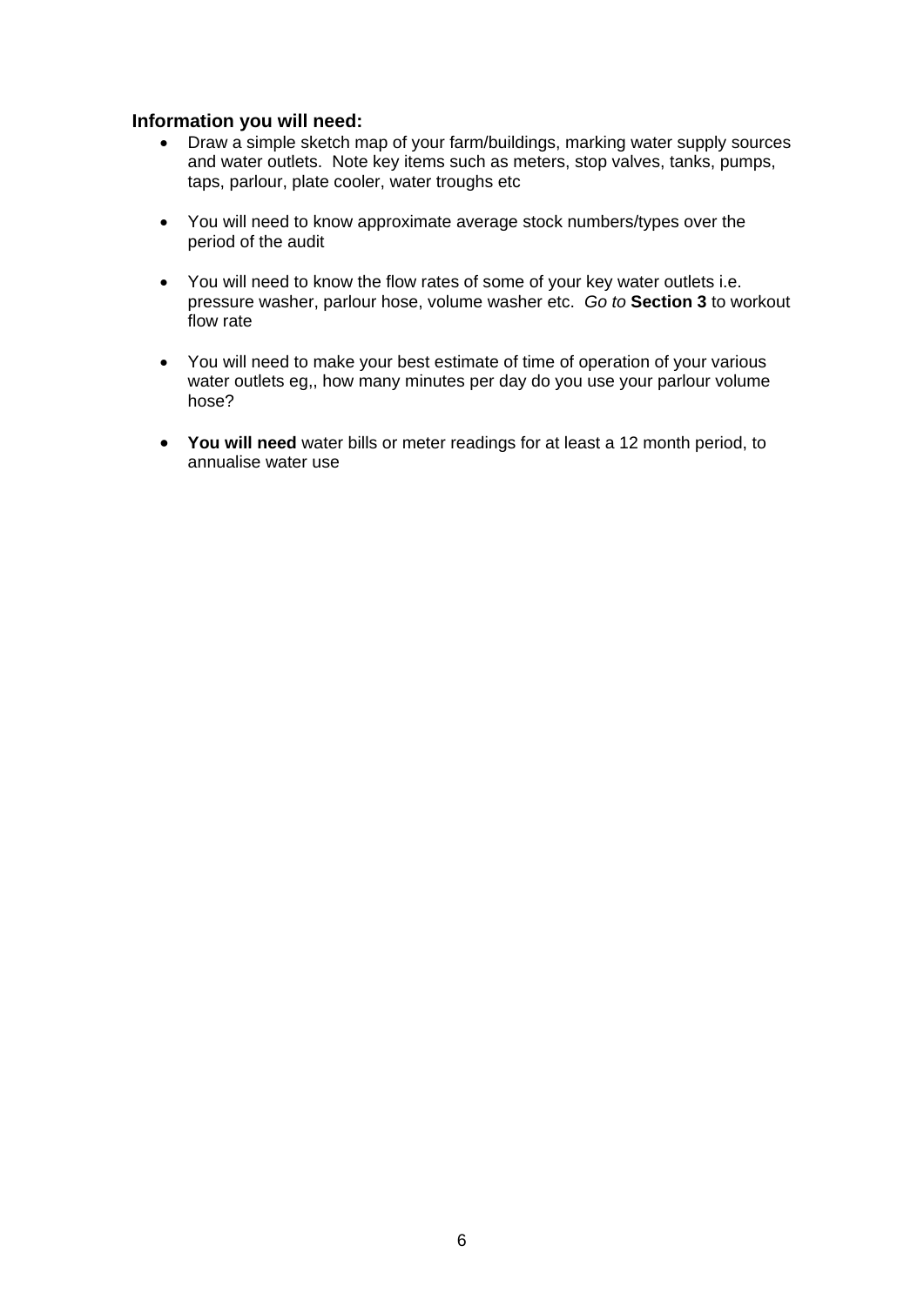### Information you will need:

- Draw a simple sketch map of your farm/buildings, marking water supply sources and water outlets. Note key items such as meters, stop valves, tanks, pumps, taps, parlour, plate cooler, water troughs etc
- You will need to know approximate average stock numbers/types over the period of the audit
- You will need to know the flow rates of some of your key water outlets i.e. pressure washer, parlour hose, volume washer etc. *Go to* **Section 3** to workout flow rate
- You will need to make your best estimate of time of operation of your various water outlets eg,, how many minutes per day do you use your parlour volume hose?
- **You will need** water bills or meter readings for at least a 12 month period, to annualise water use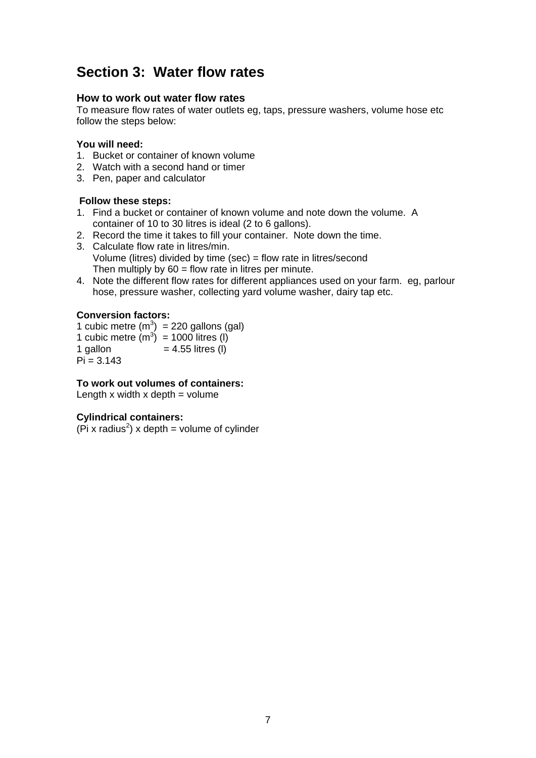# Section 3: Water flow rates

### How to work out water flow rates

To measure flow rates of water outlets eg, taps, pressure washers, volume hose etc follow the steps below:

**You will need:**

1. Bucket or container of known volume
2. Watch with a second hand or timer
3. Pen, paper and calculator

**Follow these steps:**

1. Find a bucket or container of known volume and note down the volume. A container of 10 to 30 litres is ideal (2 to 6 gallons).
2. Record the time it takes to fill your container. Note down the time.
3. Calculate flow rate in litres/min.
   Volume (litres) divided by time (sec) = flow rate in litres/second
   Then multiply by 60 = flow rate in litres per minute.
4. Note the different flow rates for different appliances used on your farm. eg, parlour hose, pressure washer, collecting yard volume washer, dairy tap etc.

**Conversion factors:**

1 cubic metre ($m^3$) = 220 gallons (gal)
1 cubic metre ($m^3$) = 1000 litres (l)
1 gallon = 4.55 litres (l)
Pi = 3.143

**To work out volumes of containers:**

Length x width x depth = volume

**Cylindrical containers:**

(Pi x radius$^2$) x depth = volume of cylinder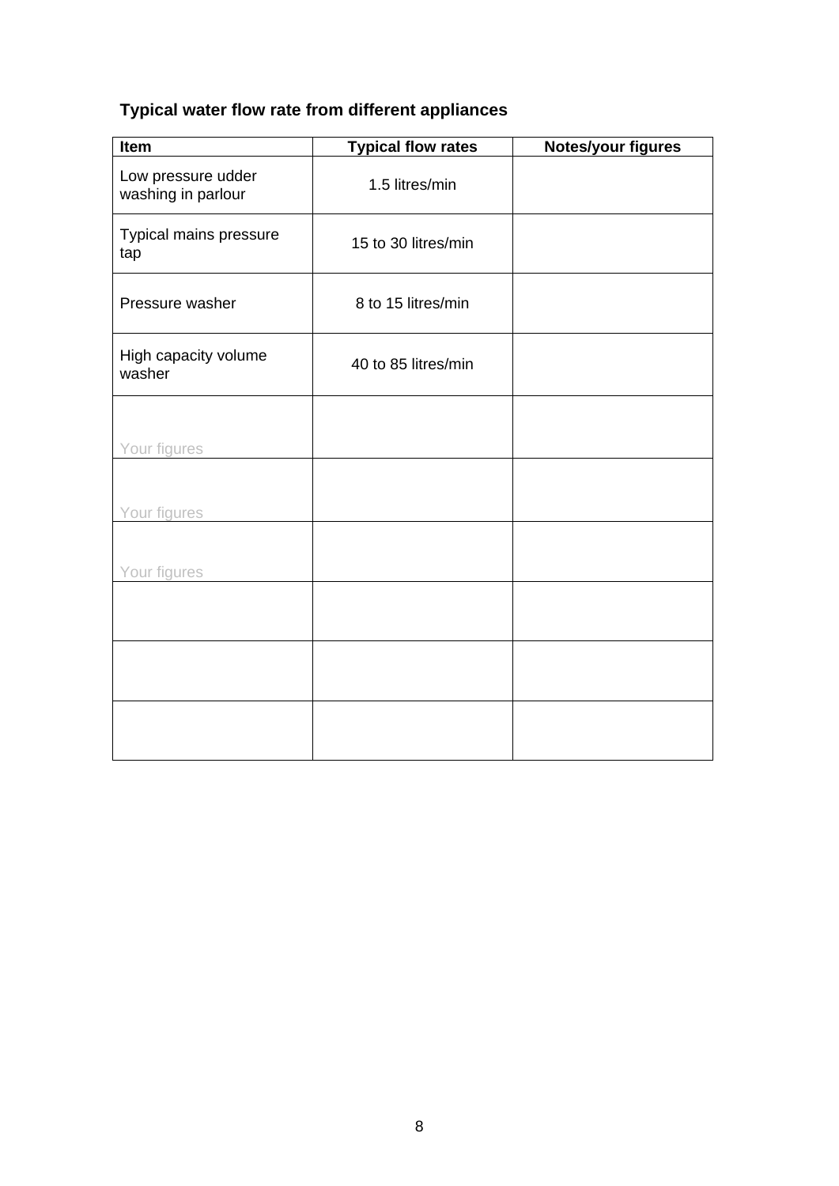**Typical water flow rate from different appliances**

| Item | Typical flow rates | Notes/your figures |
| --- | --- | --- |
| Low pressure udder washing in parlour | 1.5 litres/min | |
| Typical mains pressure tap | 15 to 30 litres/min | |
| Pressure washer | 8 to 15 litres/min | |
| High capacity volume washer | 40 to 85 litres/min | |
| Your figures | | |
| Your figures | | |
| Your figures | | |
| | | |
| | | |
| | | |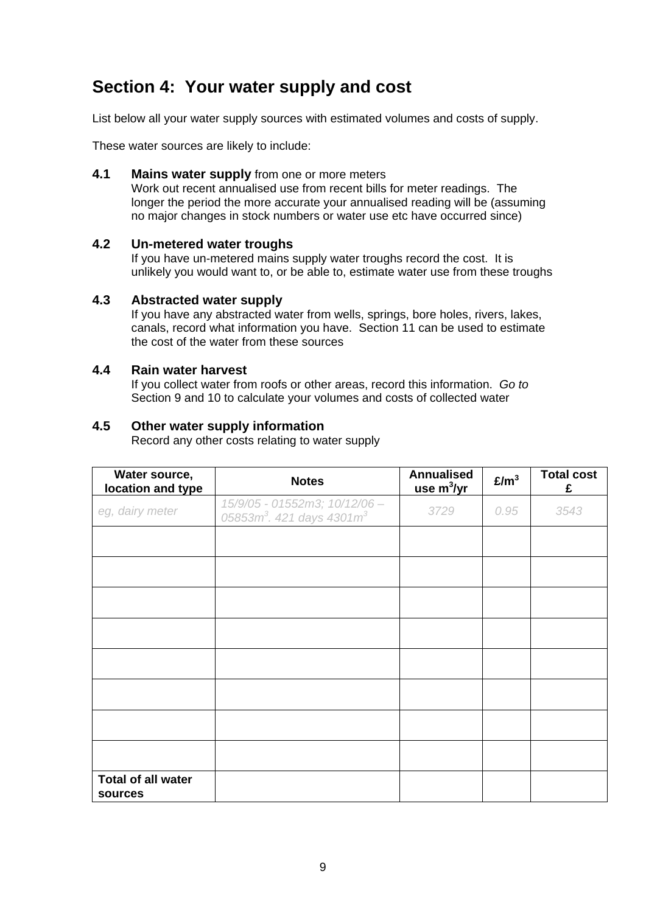## Section 4: Your water supply and cost

List below all your water supply sources with estimated volumes and costs of supply.

These water sources are likely to include:

### 4.1 Mains water supply from one or more meters

Work out recent annualised use from recent bills for meter readings. The longer the period the more accurate your annualised reading will be (assuming no major changes in stock numbers or water use etc have occurred since)

### 4.2 Un-metered water troughs

If you have un-metered mains supply water troughs record the cost. It is unlikely you would want to, or be able to, estimate water use from these troughs

### 4.3 Abstracted water supply

If you have any abstracted water from wells, springs, bore holes, rivers, lakes, canals, record what information you have. Section 11 can be used to estimate the cost of the water from these sources

### 4.4 Rain water harvest

If you collect water from roofs or other areas, record this information. *Go to* Section 9 and 10 to calculate your volumes and costs of collected water

### 4.5 Other water supply information

Record any other costs relating to water supply

| Water source, location and type | Notes | Annualised use $m^3$/yr | £/$m^3$ | Total cost £ |
|---|---|---|---|---|
| *eg, dairy meter* | *15/9/05 - 01552m3; 10/12/06 – 05853$m^3$. 421 days 4301$m^3$* | *3729* | *0.95* | *3543* |
| | | | | |
| | | | | |
| | | | | |
| | | | | |
| | | | | |
| | | | | |
| | | | | |
| | | | | |
| **Total of all water sources** | | | | |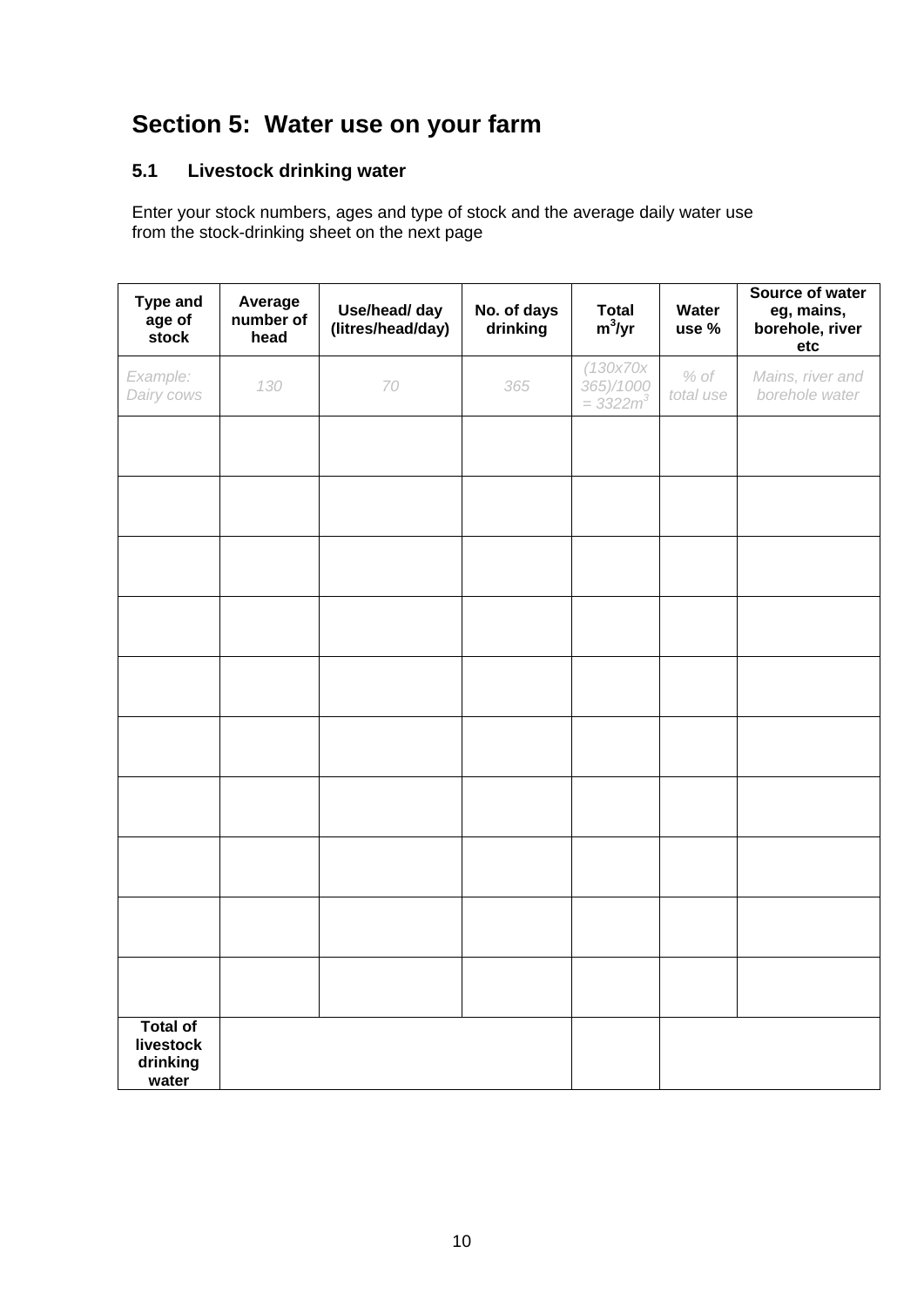# Section 5: Water use on your farm

## 5.1 Livestock drinking water

Enter your stock numbers, ages and type of stock and the average daily water use from the stock-drinking sheet on the next page

| **Type and age of stock** | **Average number of head** | **Use/head/ day (litres/head/day)** | **No. of days drinking** | **Total $m^3$/yr** | **Water use %** | **Source of water eg, mains, borehole, river etc** |
|---|---|---|---|---|---|---|
| *Example: Dairy cows* | *130* | *70* | *365* | *(130x70x 365)/1000 = 3322$m^3$* | *% of total use* | *Mains, river and borehole water* |
| | | | | | | |
| | | | | | | |
| | | | | | | |
| | | | | | | |
| | | | | | | |
| | | | | | | |
| | | | | | | |
| | | | | | | |
| | | | | | | |
| | | | | | | |
| **Total of livestock drinking water** | | | | | | |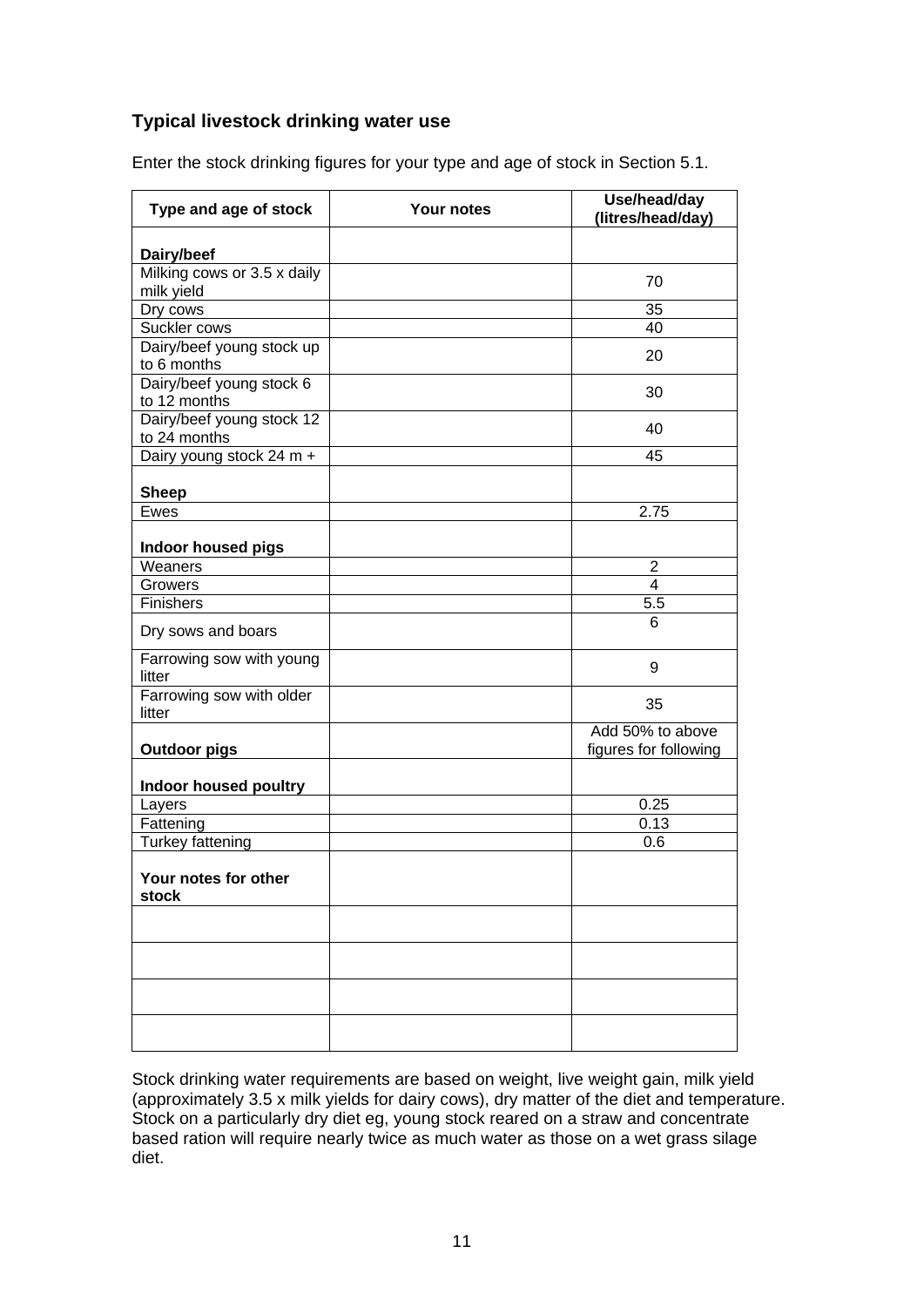### Typical livestock drinking water use

Enter the stock drinking figures for your type and age of stock in Section 5.1.

| Type and age of stock | Your notes | Use/head/day (litres/head/day) |
|---|---|---|
| **Dairy/beef** | | |
| Milking cows or 3.5 x daily milk yield | | 70 |
| Dry cows | | 35 |
| Suckler cows | | 40 |
| Dairy/beef young stock up to 6 months | | 20 |
| Dairy/beef young stock 6 to 12 months | | 30 |
| Dairy/beef young stock 12 to 24 months | | 40 |
| Dairy young stock 24 m + | | 45 |
| **Sheep** | | |
| Ewes | | 2.75 |
| **Indoor housed pigs** | | |
| Weaners | | 2 |
| Growers | | 4 |
| Finishers | | 5.5 |
| Dry sows and boars | | 6 |
| Farrowing sow with young litter | | 9 |
| Farrowing sow with older litter | | 35 |
| **Outdoor pigs** | | Add 50% to above figures for following |
| **Indoor housed poultry** | | |
| Layers | | 0.25 |
| Fattening | | 0.13 |
| Turkey fattening | | 0.6 |
| **Your notes for other stock** | | |
| | | |
| | | |
| | | |
| | | |

Stock drinking water requirements are based on weight, live weight gain, milk yield (approximately 3.5 x milk yields for dairy cows), dry matter of the diet and temperature. Stock on a particularly dry diet eg, young stock reared on a straw and concentrate based ration will require nearly twice as much water as those on a wet grass silage diet.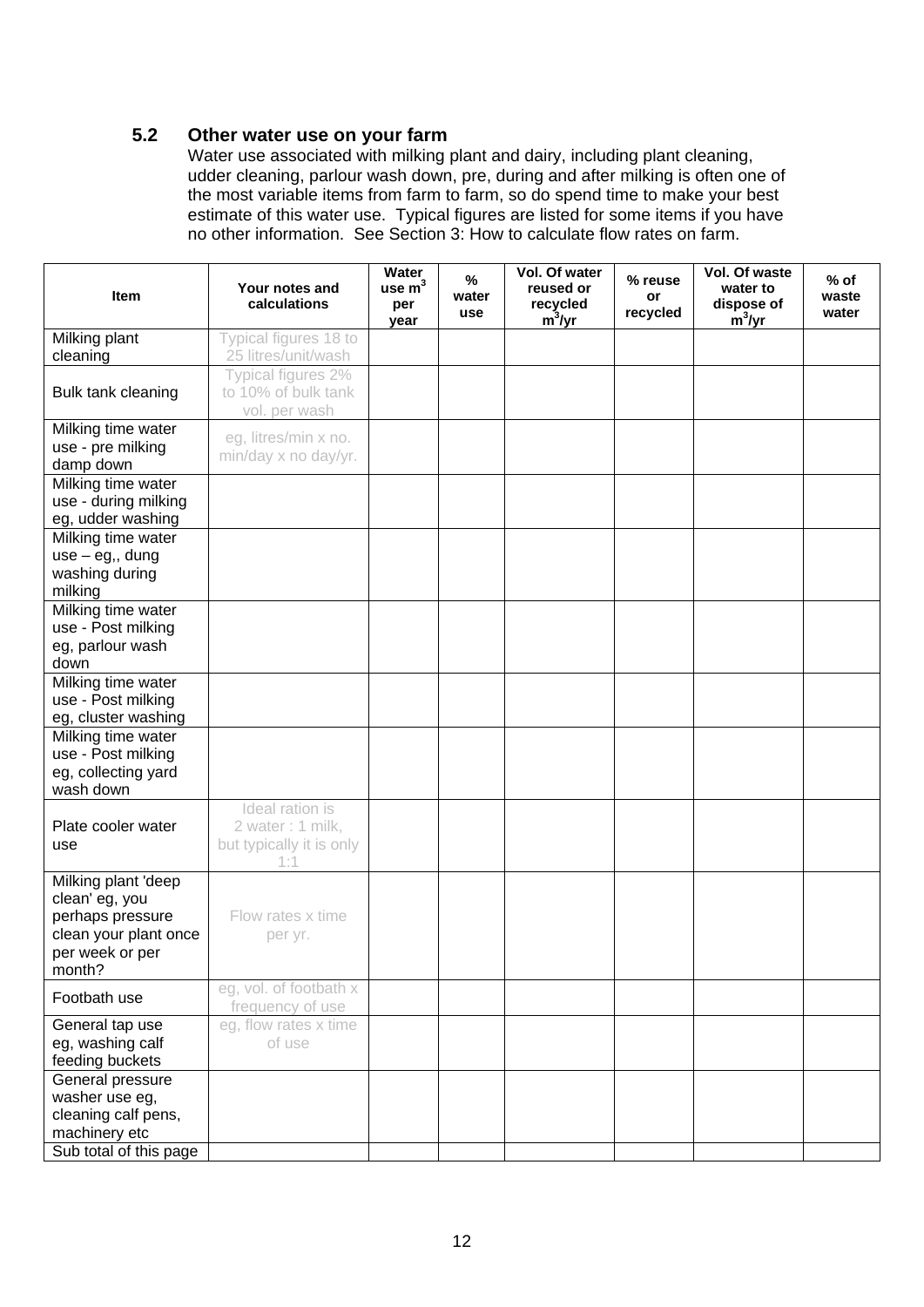### 5.2 Other water use on your farm

Water use associated with milking plant and dairy, including plant cleaning, udder cleaning, parlour wash down, pre, during and after milking is often one of the most variable items from farm to farm, so do spend time to make your best estimate of this water use. Typical figures are listed for some items if you have no other information. See Section 3: How to calculate flow rates on farm.

| Item | Your notes and calculations | Water use $m^3$ per year | % water use | Vol. Of water reused or recycled $m^3$/yr | % reuse or recycled | Vol. Of waste water to dispose of $m^3$/yr | % of waste water |
|---|---|---|---|---|---|---|---|
| Milking plant cleaning | Typical figures 18 to 25 litres/unit/wash | | | | | | |
| Bulk tank cleaning | Typical figures 2% to 10% of bulk tank vol. per wash | | | | | | |
| Milking time water use - pre milking damp down | eg, litres/min x no. min/day x no day/yr. | | | | | | |
| Milking time water use - during milking eg, udder washing | | | | | | | |
| Milking time water use – eg,, dung washing during milking | | | | | | | |
| Milking time water use - Post milking eg, parlour wash down | | | | | | | |
| Milking time water use - Post milking eg, cluster washing | | | | | | | |
| Milking time water use - Post milking eg, collecting yard wash down | | | | | | | |
| Plate cooler water use | Ideal ration is 2 water : 1 milk, but typically it is only 1:1 | | | | | | |
| Milking plant 'deep clean' eg, you perhaps pressure clean your plant once per week or per month? | Flow rates x time per yr. | | | | | | |
| Footbath use | eg, vol. of footbath x frequency of use | | | | | | |
| General tap use eg, washing calf feeding buckets | eg, flow rates x time of use | | | | | | |
| General pressure washer use eg, cleaning calf pens, machinery etc | | | | | | | |
| Sub total of this page | | | | | | | |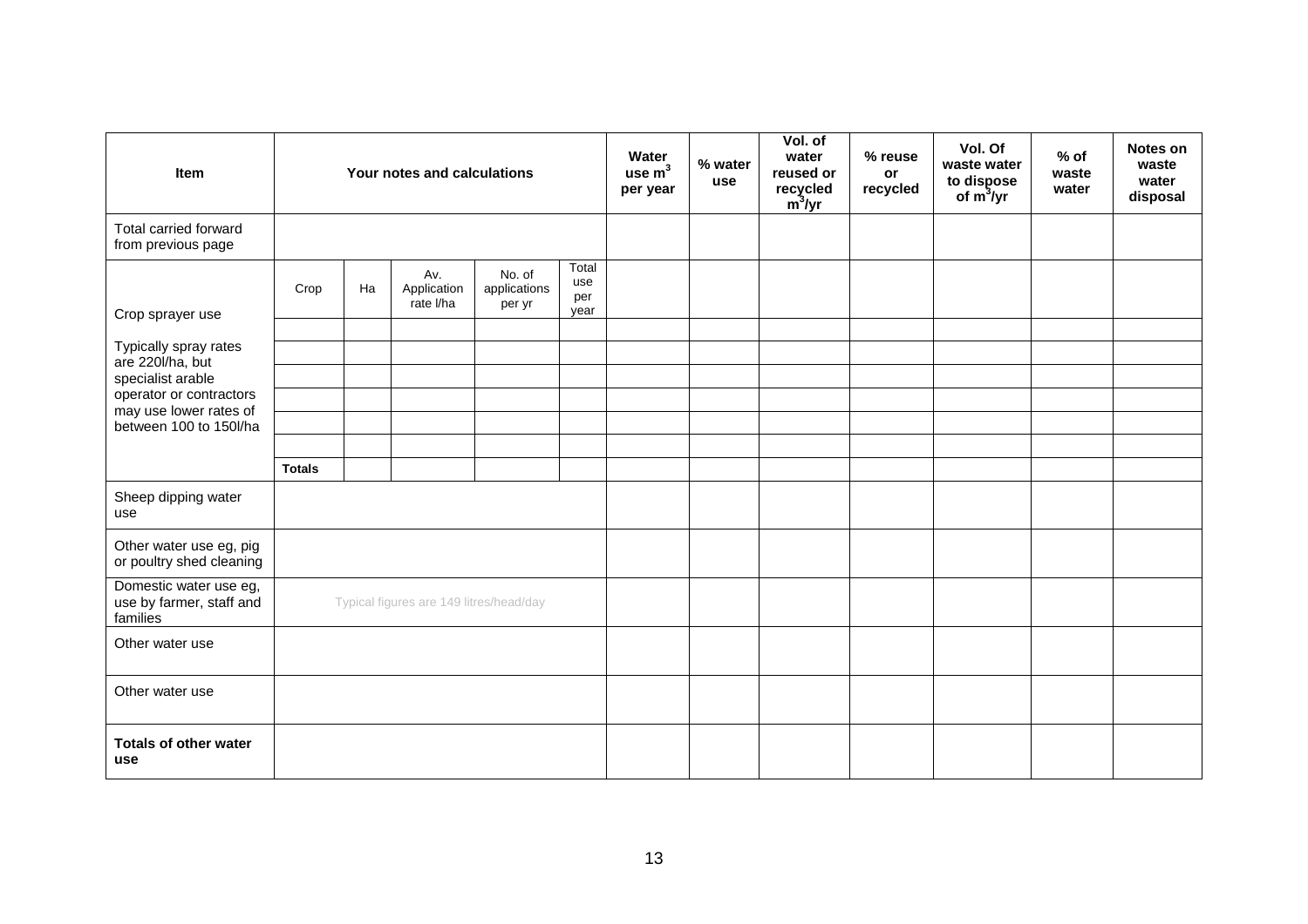| Item | Your notes and calculations | | | | | Water use $m^3$ per year | % water use | Vol. of water reused or recycled $m^3$/yr | % reuse or recycled | Vol. Of waste water to dispose of $m^3$/yr | % of waste water | Notes on waste water disposal |
|---|---|---|---|---|---|---|---|---|---|---|---|---|
| Total carried forward from previous page | | | | | | | | | | | | |
| Crop sprayer use<br><br>Typically spray rates are 220l/ha, but specialist arable operator or contractors may use lower rates of between 100 to 150l/ha | Crop | Ha | Av. Application rate l/ha | No. of applications per yr | Total use per year | | | | | | | |
| | | | | | | | | | | | | |
| | | | | | | | | | | | | |
| | | | | | | | | | | | | |
| | | | | | | | | | | | | |
| | | | | | | | | | | | | |
| | | | | | | | | | | | | |
| | **Totals** | | | | | | | | | | | |
| Sheep dipping water use | | | | | | | | | | | | |
| Other water use eg, pig or poultry shed cleaning | | | | | | | | | | | | |
| Domestic water use eg, use by farmer, staff and families | Typical figures are 149 litres/head/day | | | | | | | | | | | |
| Other water use | | | | | | | | | | | | |
| Other water use | | | | | | | | | | | | |
| **Totals of other water use** | | | | | | | | | | | | |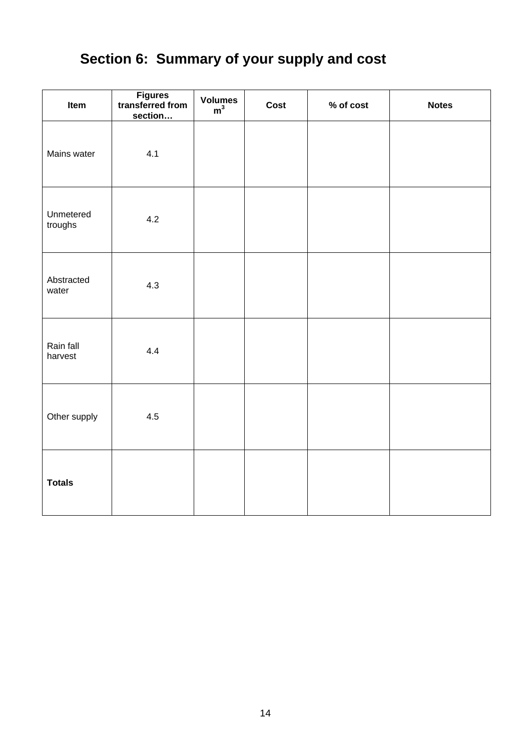## Section 6: Summary of your supply and cost

| Item | Figures transferred from section… | Volumes $m^3$ | Cost | % of cost | Notes |
|---|---|---|---|---|---|
| Mains water | 4.1 | | | | |
| Unmetered troughs | 4.2 | | | | |
| Abstracted water | 4.3 | | | | |
| Rain fall harvest | 4.4 | | | | |
| Other supply | 4.5 | | | | |
| **Totals** | | | | | |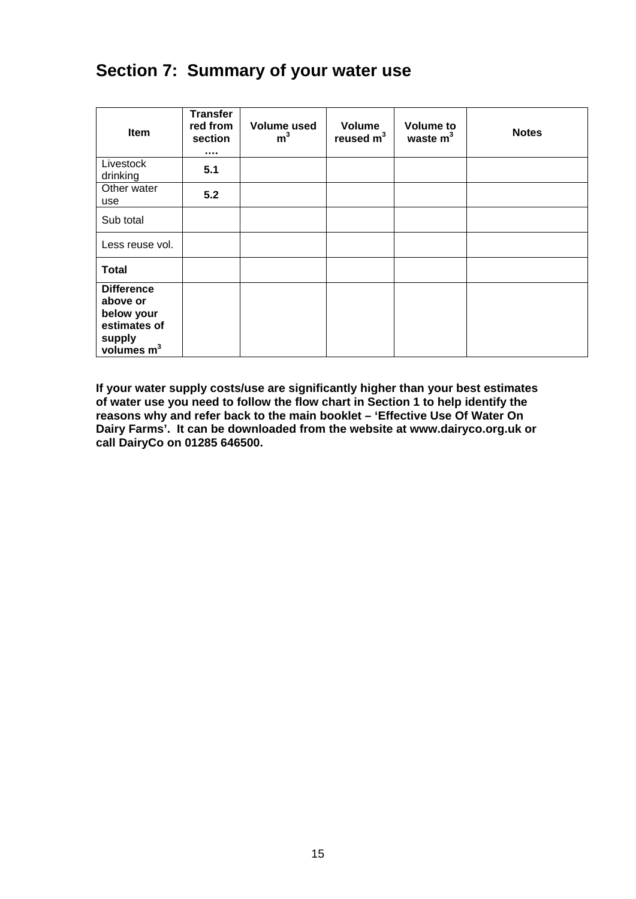## Section 7: Summary of your water use

| Item | Transferred from section …. | Volume used $m^3$ | Volume reused $m^3$ | Volume to waste $m^3$ | Notes |
|---|---|---|---|---|---|
| Livestock drinking | **5.1** | | | | |
| Other water use | **5.2** | | | | |
| Sub total | | | | | |
| Less reuse vol. | | | | | |
| **Total** | | | | | |
| **Difference above or below your estimates of supply volumes $m^3$** | | | | | |

**If your water supply costs/use are significantly higher than your best estimates of water use you need to follow the flow chart in Section 1 to help identify the reasons why and refer back to the main booklet – 'Effective Use Of Water On Dairy Farms'. It can be downloaded from the website at www.dairyco.org.uk or call DairyCo on 01285 646500.**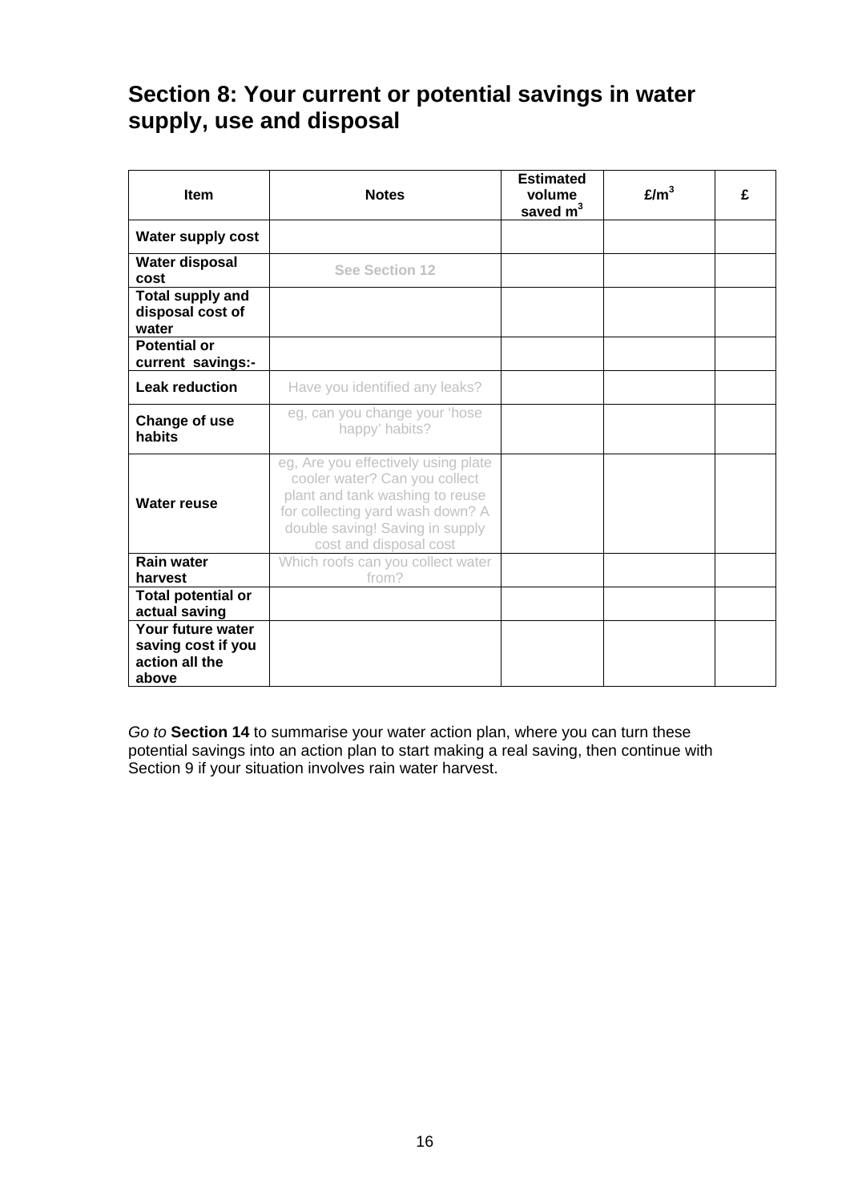## Section 8: Your current or potential savings in water supply, use and disposal

| Item | Notes | Estimated volume saved $m^3$ | £/$m^3$ | £ |
|---|---|---|---|---|
| **Water supply cost** | | | | |
| **Water disposal cost** | See Section 12 | | | |
| **Total supply and disposal cost of water** | | | | |
| **Potential or current savings:-** | | | | |
| **Leak reduction** | Have you identified any leaks? | | | |
| **Change of use habits** | eg, can you change your 'hose happy' habits? | | | |
| **Water reuse** | eg, Are you effectively using plate cooler water? Can you collect plant and tank washing to reuse for collecting yard wash down? A double saving! Saving in supply cost and disposal cost | | | |
| **Rain water harvest** | Which roofs can you collect water from? | | | |
| **Total potential or actual saving** | | | | |
| **Your future water saving cost if you action all the above** | | | | |

*Go to* **Section 14** to summarise your water action plan, where you can turn these potential savings into an action plan to start making a real saving, then continue with Section 9 if your situation involves rain water harvest.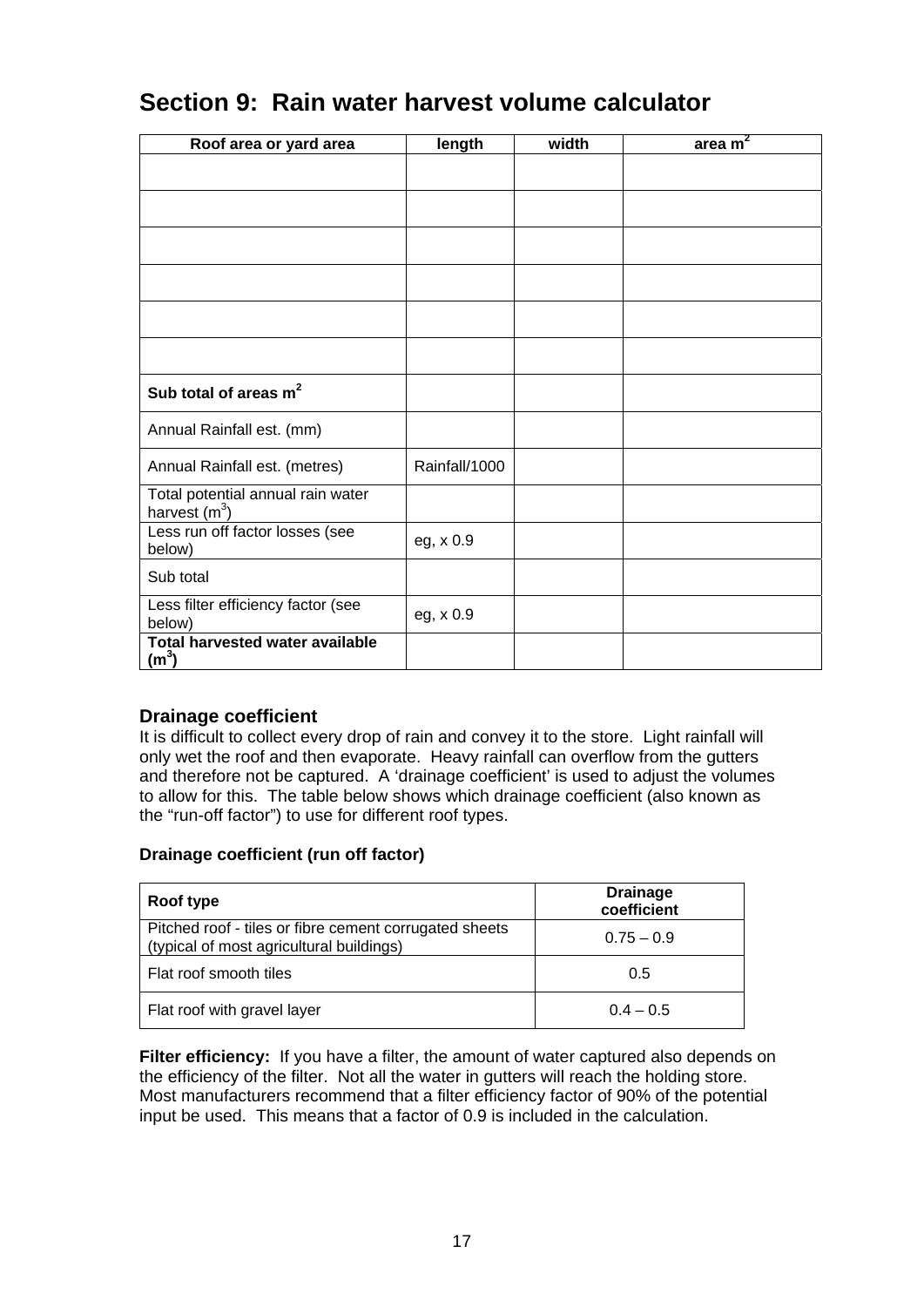# Section 9: Rain water harvest volume calculator

| Roof area or yard area | length | width | area $m^2$ |
|---|---|---|---|
| | | | |
| | | | |
| | | | |
| | | | |
| | | | |
| | | | |
| **Sub total of areas $m^2$** | | | |
| Annual Rainfall est. (mm) | | | |
| Annual Rainfall est. (metres) | Rainfall/1000 | | |
| Total potential annual rain water harvest ($m^3$) | | | |
| Less run off factor losses (see below) | eg, x 0.9 | | |
| Sub total | | | |
| Less filter efficiency factor (see below) | eg, x 0.9 | | |
| **Total harvested water available ($m^3$)** | | | |

### Drainage coefficient

It is difficult to collect every drop of rain and convey it to the store. Light rainfall will only wet the roof and then evaporate. Heavy rainfall can overflow from the gutters and therefore not be captured. A 'drainage coefficient' is used to adjust the volumes to allow for this. The table below shows which drainage coefficient (also known as the "run-off factor") to use for different roof types.

**Drainage coefficient (run off factor)**

| Roof type | Drainage coefficient |
|---|---|
| Pitched roof - tiles or fibre cement corrugated sheets (typical of most agricultural buildings) | 0.75 – 0.9 |
| Flat roof smooth tiles | 0.5 |
| Flat roof with gravel layer | 0.4 – 0.5 |

**Filter efficiency:** If you have a filter, the amount of water captured also depends on the efficiency of the filter. Not all the water in gutters will reach the holding store. Most manufacturers recommend that a filter efficiency factor of 90% of the potential input be used. This means that a factor of 0.9 is included in the calculation.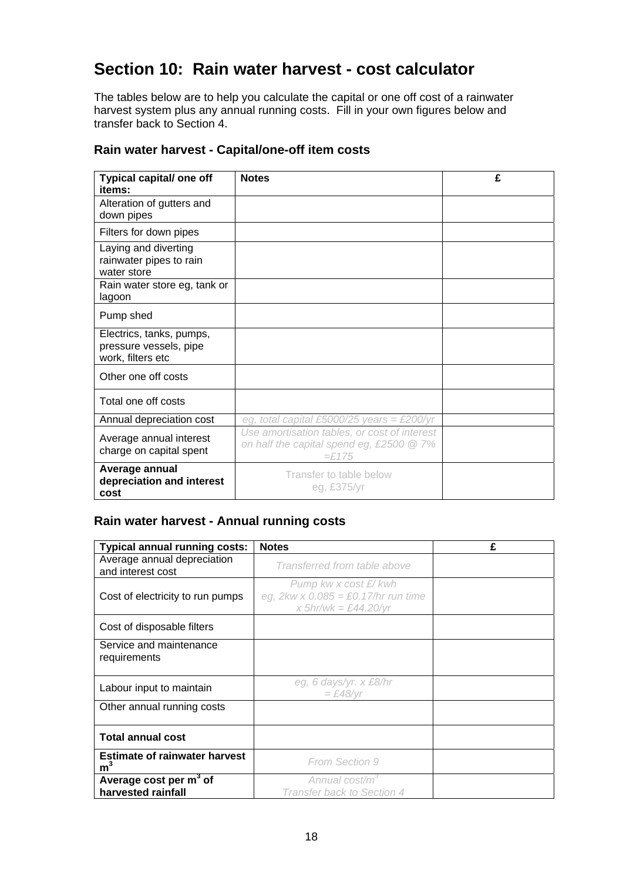## Section 10: Rain water harvest - cost calculator

The tables below are to help you calculate the capital or one off cost of a rainwater harvest system plus any annual running costs. Fill in your own figures below and transfer back to Section 4.

### Rain water harvest - Capital/one-off item costs

| Typical capital/ one off items: | Notes | £ |
|---|---|---|
| Alteration of gutters and down pipes | | |
| Filters for down pipes | | |
| Laying and diverting rainwater pipes to rain water store | | |
| Rain water store eg, tank or lagoon | | |
| Pump shed | | |
| Electrics, tanks, pumps, pressure vessels, pipe work, filters etc | | |
| Other one off costs | | |
| Total one off costs | | |
| Annual depreciation cost | *eg, total capital £5000/25 years = £200/yr* | |
| Average annual interest charge on capital spent | *Use amortisation tables, or cost of interest on half the capital spend eg, £2500 @ 7% =£175* | |
| **Average annual depreciation and interest cost** | Transfer to table below eg, £375/yr | |

### Rain water harvest - Annual running costs

| Typical annual running costs: | Notes | £ |
|---|---|---|
| Average annual depreciation and interest cost | *Transferred from table above* | |
| Cost of electricity to run pumps | *Pump kw x cost £/ kwh eg, 2kw x 0.085 = £0.17/hr run time x 5hr/wk = £44.20/yr* | |
| Cost of disposable filters | | |
| Service and maintenance requirements | | |
| Labour input to maintain | *eg, 6 days/yr. x £8/hr = £48/yr* | |
| Other annual running costs | | |
| **Total annual cost** | | |
| **Estimate of rainwater harvest $m^3$** | *From Section 9* | |
| **Average cost per $m^3$ of harvested rainfall** | *Annual cost/$m^3$ Transfer back to Section 4* | |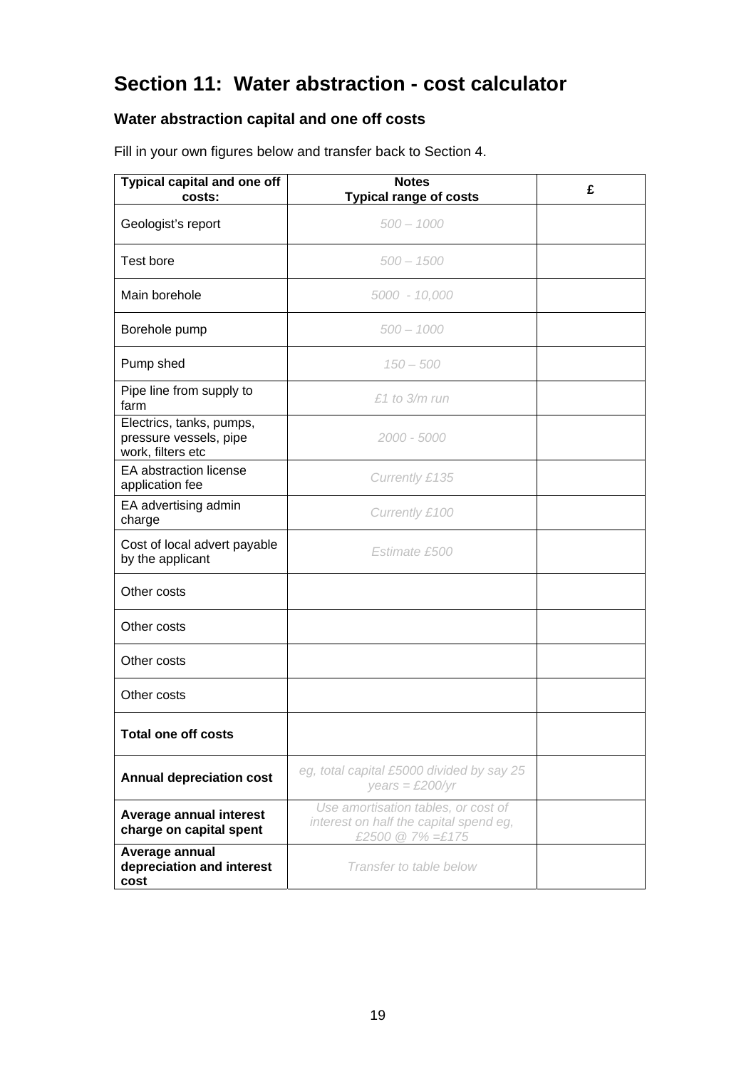# Section 11: Water abstraction - cost calculator

## Water abstraction capital and one off costs

Fill in your own figures below and transfer back to Section 4.

| Typical capital and one off costs: | Notes<br>Typical range of costs | £ |
|---|---|---|
| Geologist's report | *500 – 1000* | |
| Test bore | *500 – 1500* | |
| Main borehole | *5000 - 10,000* | |
| Borehole pump | *500 – 1000* | |
| Pump shed | *150 – 500* | |
| Pipe line from supply to farm | *£1 to 3/m run* | |
| Electrics, tanks, pumps, pressure vessels, pipe work, filters etc | *2000 - 5000* | |
| EA abstraction license application fee | *Currently £135* | |
| EA advertising admin charge | *Currently £100* | |
| Cost of local advert payable by the applicant | *Estimate £500* | |
| Other costs | | |
| Other costs | | |
| Other costs | | |
| Other costs | | |
| **Total one off costs** | | |
| **Annual depreciation cost** | *eg, total capital £5000 divided by say 25 years = £200/yr* | |
| **Average annual interest charge on capital spent** | *Use amortisation tables, or cost of interest on half the capital spend eg, £2500 @ 7% =£175* | |
| **Average annual depreciation and interest cost** | *Transfer to table below* | |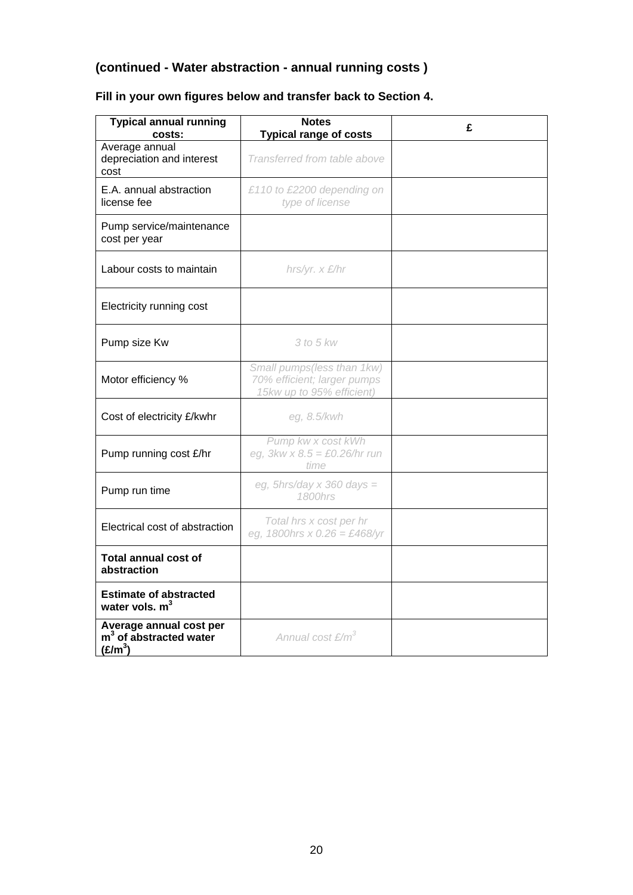### (continued - Water abstraction - annual running costs )

**Fill in your own figures below and transfer back to Section 4.**

| Typical annual running costs: | Notes<br>Typical range of costs | £ |
|---|---|---|
| Average annual depreciation and interest cost | *Transferred from table above* | |
| E.A. annual abstraction license fee | *£110 to £2200 depending on type of license* | |
| Pump service/maintenance cost per year | | |
| Labour costs to maintain | *hrs/yr. x £/hr* | |
| Electricity running cost | | |
| Pump size Kw | *3 to 5 kw* | |
| Motor efficiency % | *Small pumps(less than 1kw) 70% efficient; larger pumps 15kw up to 95% efficient)* | |
| Cost of electricity £/kwhr | *eg, 8.5/kwh* | |
| Pump running cost £/hr | *Pump kw x cost kWh eg, 3kw x 8.5 = £0.26/hr run time* | |
| Pump run time | *eg, 5hrs/day x 360 days = 1800hrs* | |
| Electrical cost of abstraction | *Total hrs x cost per hr eg, 1800hrs x 0.26 = £468/yr* | |
| **Total annual cost of abstraction** | | |
| **Estimate of abstracted water vols. $m^3$** | | |
| **Average annual cost per $m^3$ of abstracted water (£/$m^3$)** | *Annual cost £/$m^3$* | |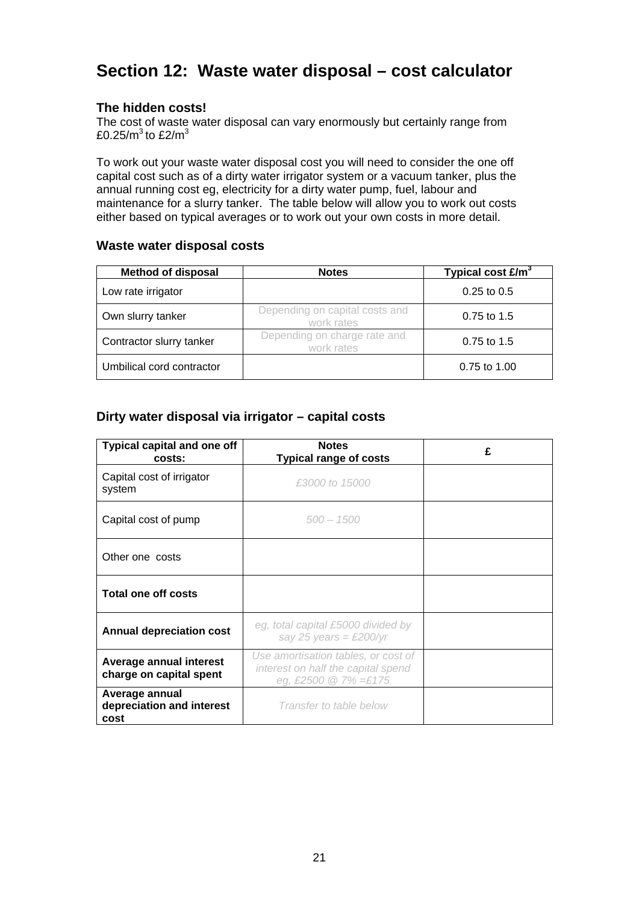# Section 12: Waste water disposal – cost calculator

### The hidden costs!

The cost of waste water disposal can vary enormously but certainly range from £0.25/$m^3$ to £2/$m^3$

To work out your waste water disposal cost you will need to consider the one off capital cost such as of a dirty water irrigator system or a vacuum tanker, plus the annual running cost eg, electricity for a dirty water pump, fuel, labour and maintenance for a slurry tanker. The table below will allow you to work out costs either based on typical averages or to work out your own costs in more detail.

### Waste water disposal costs

| Method of disposal | Notes | Typical cost £/$m^3$ |
|---|---|---|
| Low rate irrigator | | 0.25 to 0.5 |
| Own slurry tanker | Depending on capital costs and work rates | 0.75 to 1.5 |
| Contractor slurry tanker | Depending on charge rate and work rates | 0.75 to 1.5 |
| Umbilical cord contractor | | 0.75 to 1.00 |

### Dirty water disposal via irrigator – capital costs

| Typical capital and one off costs: | Notes<br>Typical range of costs | £ |
|---|---|---|
| Capital cost of irrigator system | *£3000 to 15000* | |
| Capital cost of pump | *500 – 1500* | |
| Other one costs | | |
| **Total one off costs** | | |
| **Annual depreciation cost** | *eg, total capital £5000 divided by say 25 years = £200/yr* | |
| **Average annual interest charge on capital spent** | *Use amortisation tables, or cost of interest on half the capital spend eg, £2500 @ 7% =£175* | |
| **Average annual depreciation and interest cost** | *Transfer to table below* | |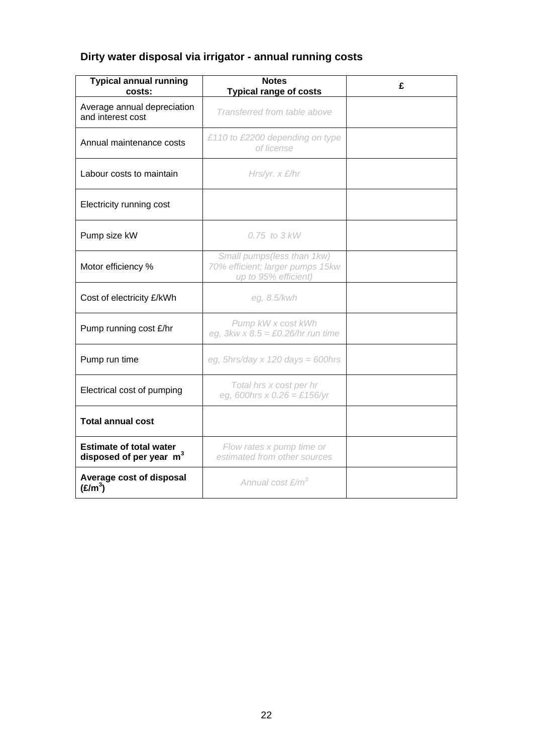## Dirty water disposal via irrigator - annual running costs

| Typical annual running costs: | Notes<br>Typical range of costs | £ |
|---|---|---|
| Average annual depreciation and interest cost | *Transferred from table above* | |
| Annual maintenance costs | *£110 to £2200 depending on type of license* | |
| Labour costs to maintain | *Hrs/yr. x £/hr* | |
| Electricity running cost | | |
| Pump size kW | *0.75 to 3 kW* | |
| Motor efficiency % | *Small pumps(less than 1kw) 70% efficient; larger pumps 15kw up to 95% efficient)* | |
| Cost of electricity £/kWh | *eg, 8.5/kwh* | |
| Pump running cost £/hr | *Pump kW x cost kWh eg, 3kw x 8.5 = £0.26/hr run time* | |
| Pump run time | *eg, 5hrs/day x 120 days = 600hrs* | |
| Electrical cost of pumping | *Total hrs x cost per hr eg, 600hrs x 0.26 = £156/yr* | |
| **Total annual cost** | | |
| **Estimate of total water disposed of per year $m^3$** | *Flow rates x pump time or estimated from other sources* | |
| **Average cost of disposal (£/$m^3$)** | *Annual cost £/$m^3$* | |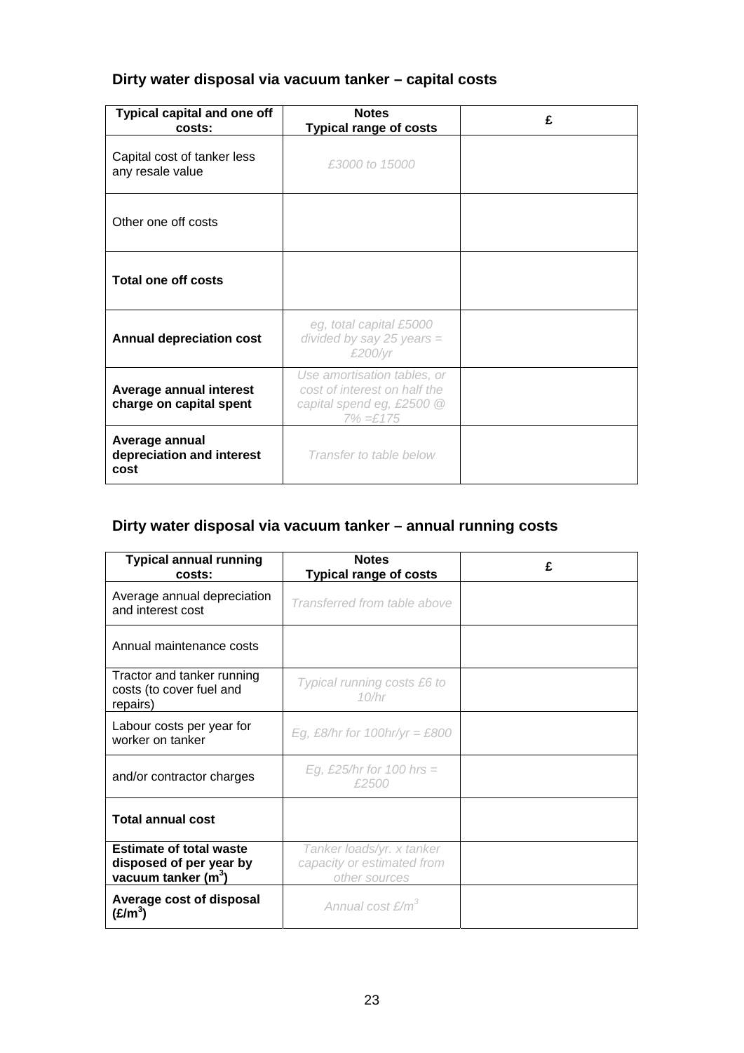### Dirty water disposal via vacuum tanker – capital costs

| Typical capital and one off costs: | Notes<br>Typical range of costs | £ |
|---|---|---|
| Capital cost of tanker less any resale value | *£3000 to 15000* | |
| Other one off costs | | |
| **Total one off costs** | | |
| **Annual depreciation cost** | *eg, total capital £5000 divided by say 25 years = £200/yr* | |
| **Average annual interest charge on capital spent** | *Use amortisation tables, or cost of interest on half the capital spend eg, £2500 @ 7% =£175* | |
| **Average annual depreciation and interest cost** | *Transfer to table below* | |

### Dirty water disposal via vacuum tanker – annual running costs

| Typical annual running costs: | Notes<br>Typical range of costs | £ |
|---|---|---|
| Average annual depreciation and interest cost | *Transferred from table above* | |
| Annual maintenance costs | | |
| Tractor and tanker running costs (to cover fuel and repairs) | *Typical running costs £6 to 10/hr* | |
| Labour costs per year for worker on tanker | *Eg, £8/hr for 100hr/yr = £800* | |
| and/or contractor charges | *Eg, £25/hr for 100 hrs = £2500* | |
| **Total annual cost** | | |
| **Estimate of total waste disposed of per year by vacuum tanker ($m^3$)** | *Tanker loads/yr. x tanker capacity or estimated from other sources* | |
| **Average cost of disposal (£/$m^3$)** | *Annual cost £/$m^3$* | |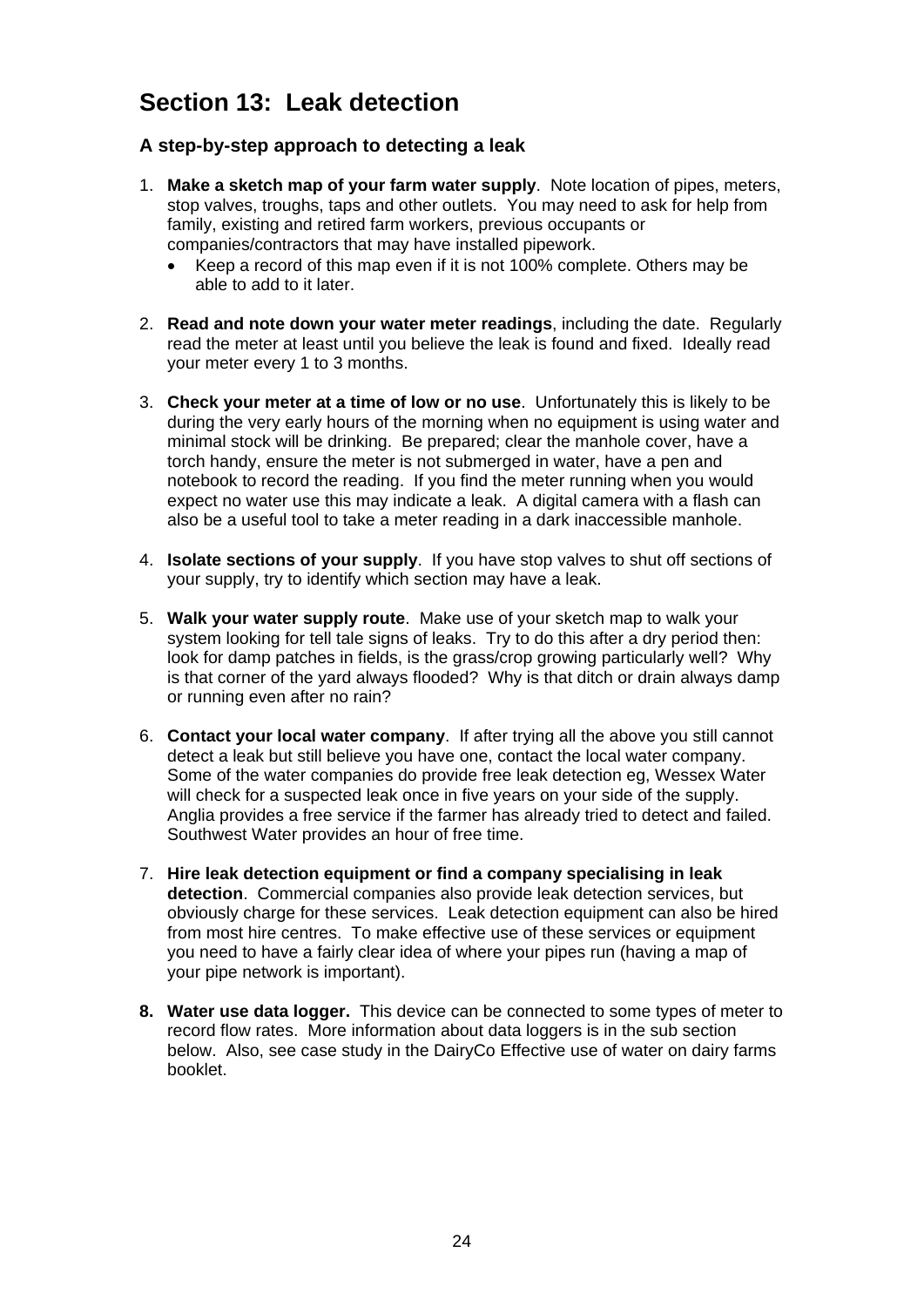# Section 13: Leak detection

### A step-by-step approach to detecting a leak

1. **Make a sketch map of your farm water supply**. Note location of pipes, meters, stop valves, troughs, taps and other outlets. You may need to ask for help from family, existing and retired farm workers, previous occupants or companies/contractors that may have installed pipework.
   - Keep a record of this map even if it is not 100% complete. Others may be able to add to it later.

2. **Read and note down your water meter readings**, including the date. Regularly read the meter at least until you believe the leak is found and fixed. Ideally read your meter every 1 to 3 months.

3. **Check your meter at a time of low or no use**. Unfortunately this is likely to be during the very early hours of the morning when no equipment is using water and minimal stock will be drinking. Be prepared; clear the manhole cover, have a torch handy, ensure the meter is not submerged in water, have a pen and notebook to record the reading. If you find the meter running when you would expect no water use this may indicate a leak. A digital camera with a flash can also be a useful tool to take a meter reading in a dark inaccessible manhole.

4. **Isolate sections of your supply**. If you have stop valves to shut off sections of your supply, try to identify which section may have a leak.

5. **Walk your water supply route**. Make use of your sketch map to walk your system looking for tell tale signs of leaks. Try to do this after a dry period then: look for damp patches in fields, is the grass/crop growing particularly well? Why is that corner of the yard always flooded? Why is that ditch or drain always damp or running even after no rain?

6. **Contact your local water company**. If after trying all the above you still cannot detect a leak but still believe you have one, contact the local water company. Some of the water companies do provide free leak detection eg, Wessex Water will check for a suspected leak once in five years on your side of the supply. Anglia provides a free service if the farmer has already tried to detect and failed. Southwest Water provides an hour of free time.

7. **Hire leak detection equipment or find a company specialising in leak detection**. Commercial companies also provide leak detection services, but obviously charge for these services. Leak detection equipment can also be hired from most hire centres. To make effective use of these services or equipment you need to have a fairly clear idea of where your pipes run (having a map of your pipe network is important).

8. **Water use data logger.** This device can be connected to some types of meter to record flow rates. More information about data loggers is in the sub section below. Also, see case study in the DairyCo Effective use of water on dairy farms booklet.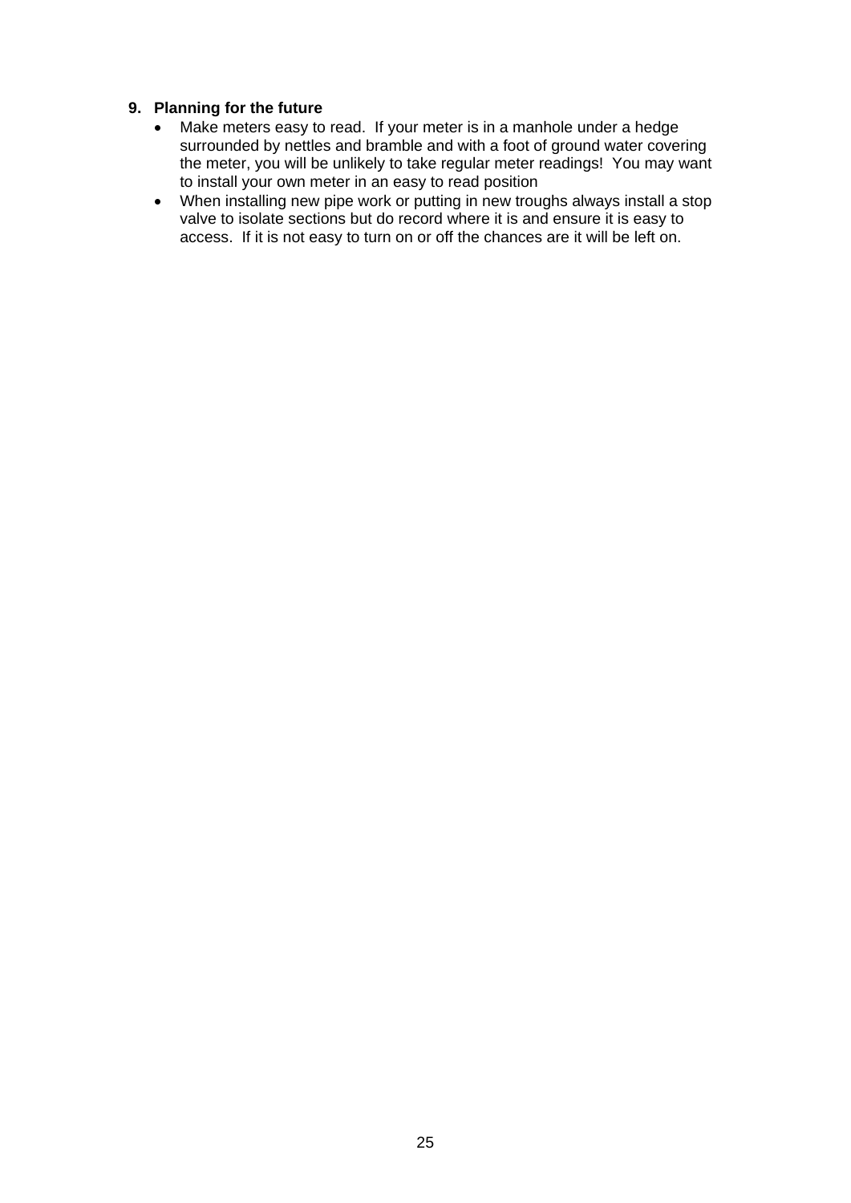## 9. Planning for the future

- Make meters easy to read. If your meter is in a manhole under a hedge surrounded by nettles and bramble and with a foot of ground water covering the meter, you will be unlikely to take regular meter readings! You may want to install your own meter in an easy to read position
- When installing new pipe work or putting in new troughs always install a stop valve to isolate sections but do record where it is and ensure it is easy to access. If it is not easy to turn on or off the chances are it will be left on.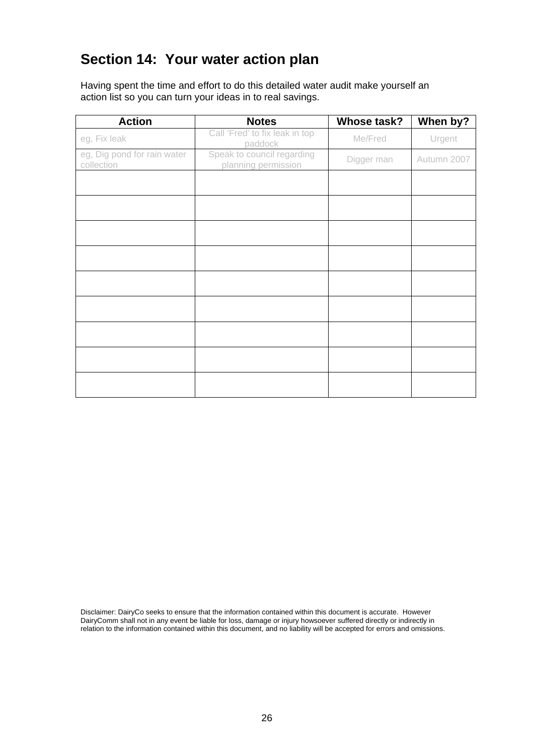## Section 14: Your water action plan

Having spent the time and effort to do this detailed water audit make yourself an action list so you can turn your ideas in to real savings.

| Action | Notes | Whose task? | When by? |
|---|---|---|---|
| eg, Fix leak | Call 'Fred' to fix leak in top paddock | Me/Fred | Urgent |
| eg, Dig pond for rain water collection | Speak to council regarding planning permission | Digger man | Autumn 2007 |
| | | | |
| | | | |
| | | | |
| | | | |
| | | | |
| | | | |
| | | | |
| | | | |
| | | | |

Disclaimer: DairyCo seeks to ensure that the information contained within this document is accurate. However DairyComm shall not in any event be liable for loss, damage or injury howsoever suffered directly or indirectly in relation to the information contained within this document, and no liability will be accepted for errors and omissions.